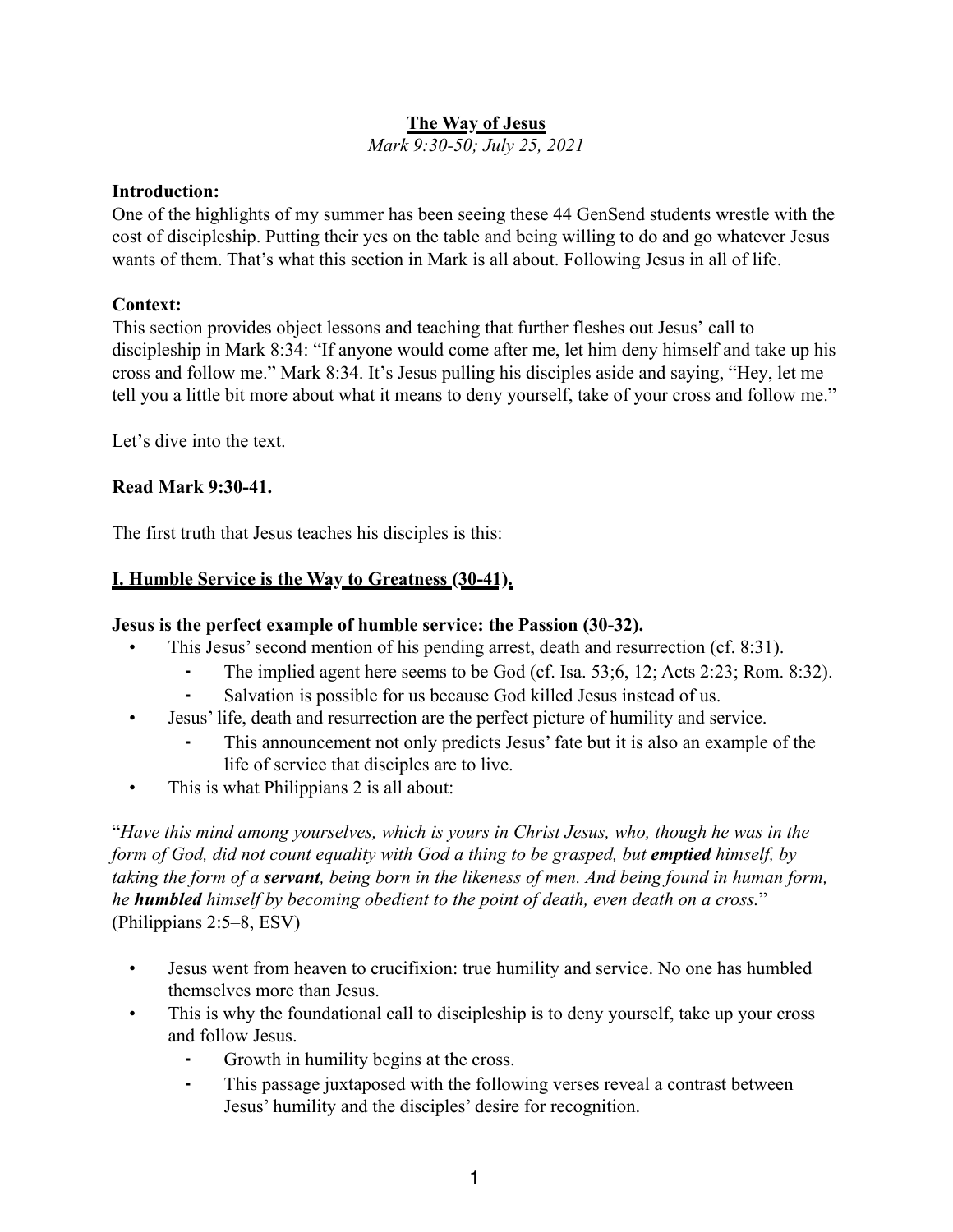# The Way of Jesus

*Mark 9:30-50; July 25, 2021*

**Introduction:**

One of the highlights of my summer has been seeing these 44 GenSend students wrestle with the cost of discipleship. Putting their yes on the table and being willing to do and go whatever Jesus wants of them. That's what this section in Mark is all about. Following Jesus in all of life.

**Context:**

This section provides object lessons and teaching that further fleshes out Jesus' call to discipleship in Mark 8:34: "If anyone would come after me, let him deny himself and take up his cross and follow me." Mark 8:34. It's Jesus pulling his disciples aside and saying, "Hey, let me tell you a little bit more about what it means to deny yourself, take of your cross and follow me."

Let's dive into the text.

**Read Mark 9:30-41.**

The first truth that Jesus teaches his disciples is this:

## I. Humble Service is the Way to Greatness (30-41).

**Jesus is the perfect example of humble service: the Passion (30-32).**

- This Jesus' second mention of his pending arrest, death and resurrection (cf. 8:31).
  - The implied agent here seems to be God (cf. Isa. 53;6, 12; Acts 2:23; Rom. 8:32).
  - Salvation is possible for us because God killed Jesus instead of us.
- Jesus' life, death and resurrection are the perfect picture of humility and service.
  - This announcement not only predicts Jesus' fate but it is also an example of the life of service that disciples are to live.
- This is what Philippians 2 is all about:

"*Have this mind among yourselves, which is yours in Christ Jesus, who, though he was in the form of God, did not count equality with God a thing to be grasped, but **emptied** himself, by taking the form of a **servant**, being born in the likeness of men. And being found in human form, he **humbled** himself by becoming obedient to the point of death, even death on a cross.*" (Philippians 2:5–8, ESV)

- Jesus went from heaven to crucifixion: true humility and service. No one has humbled themselves more than Jesus.
- This is why the foundational call to discipleship is to deny yourself, take up your cross and follow Jesus.
  - Growth in humility begins at the cross.
  - This passage juxtaposed with the following verses reveal a contrast between Jesus' humility and the disciples' desire for recognition.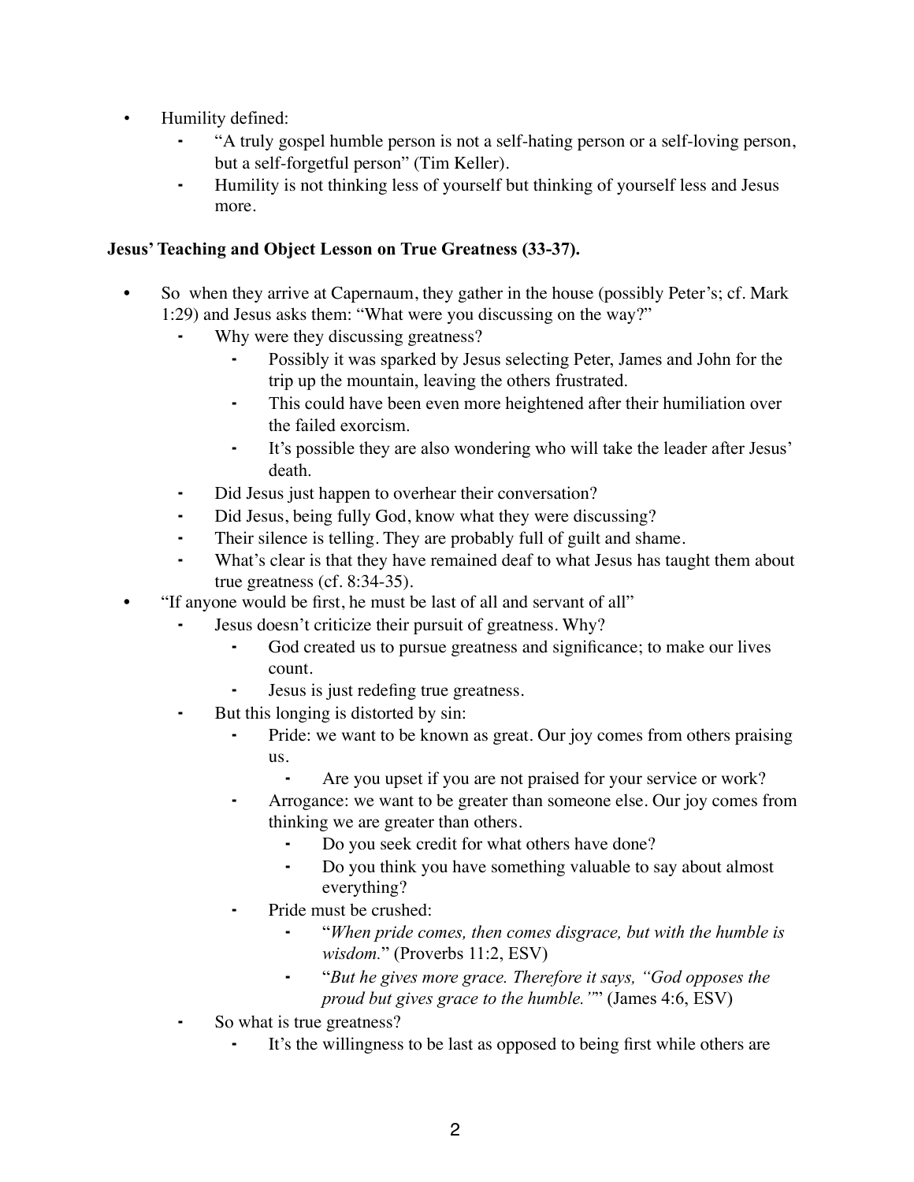- Humility defined:
  - "A truly gospel humble person is not a self-hating person or a self-loving person, but a self-forgetful person" (Tim Keller).
  - Humility is not thinking less of yourself but thinking of yourself less and Jesus more.

**Jesus' Teaching and Object Lesson on True Greatness (33-37).**

- So when they arrive at Capernaum, they gather in the house (possibly Peter's; cf. Mark 1:29) and Jesus asks them: "What were you discussing on the way?"
  - Why were they discussing greatness?
    - Possibly it was sparked by Jesus selecting Peter, James and John for the trip up the mountain, leaving the others frustrated.
    - This could have been even more heightened after their humiliation over the failed exorcism.
    - It's possible they are also wondering who will take the leader after Jesus' death.
  - Did Jesus just happen to overhear their conversation?
  - Did Jesus, being fully God, know what they were discussing?
  - Their silence is telling. They are probably full of guilt and shame.
  - What's clear is that they have remained deaf to what Jesus has taught them about true greatness (cf. 8:34-35).
- "If anyone would be first, he must be last of all and servant of all"
  - Jesus doesn't criticize their pursuit of greatness. Why?
    - God created us to pursue greatness and significance; to make our lives count.
    - Jesus is just redefing true greatness.
  - But this longing is distorted by sin:
    - Pride: we want to be known as great. Our joy comes from others praising us.
      - Are you upset if you are not praised for your service or work?
    - Arrogance: we want to be greater than someone else. Our joy comes from thinking we are greater than others.
      - Do you seek credit for what others have done?
      - Do you think you have something valuable to say about almost everything?
    - Pride must be crushed:
      - "*When pride comes, then comes disgrace, but with the humble is wisdom.*" (Proverbs 11:2, ESV)
      - "*But he gives more grace. Therefore it says, "God opposes the proud but gives grace to the humble."*" (James 4:6, ESV)
  - So what is true greatness?
    - It's the willingness to be last as opposed to being first while others are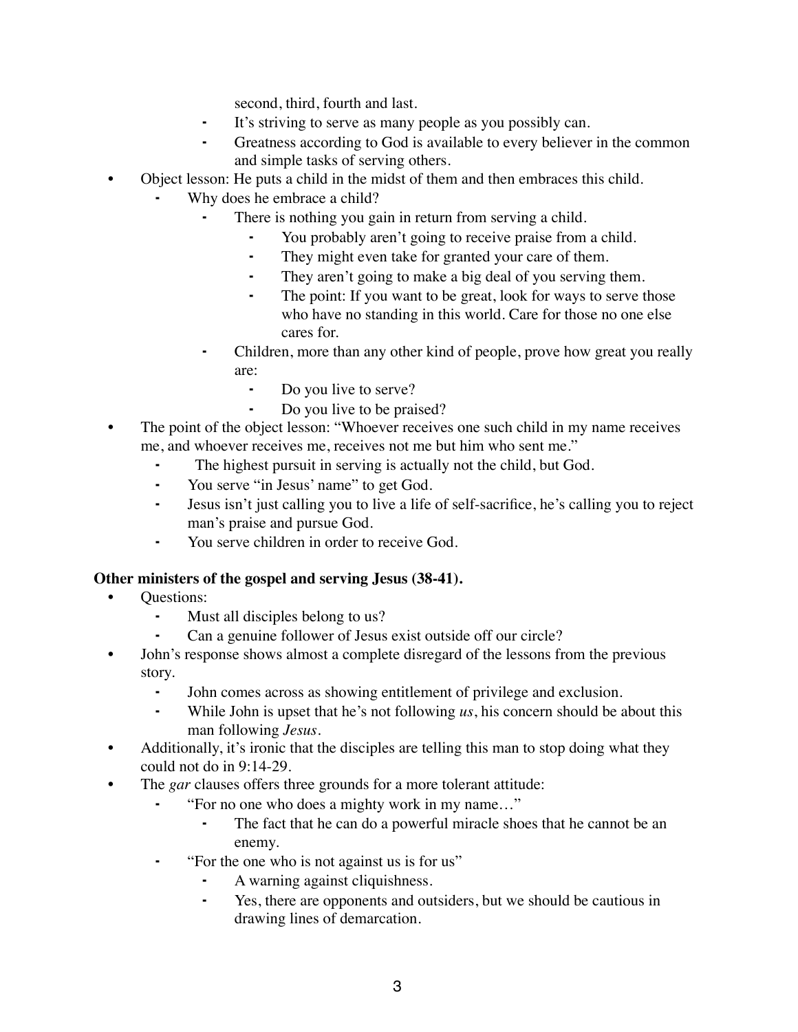second, third, fourth and last.
    - It's striving to serve as many people as you possibly can.
    - Greatness according to God is available to every believer in the common and simple tasks of serving others.
- Object lesson: He puts a child in the midst of them and then embraces this child.
    - Why does he embrace a child?
        - There is nothing you gain in return from serving a child.
            - You probably aren't going to receive praise from a child.
            - They might even take for granted your care of them.
            - They aren't going to make a big deal of you serving them.
            - The point: If you want to be great, look for ways to serve those who have no standing in this world. Care for those no one else cares for.
        - Children, more than any other kind of people, prove how great you really are:
            - Do you live to serve?
            - Do you live to be praised?
- The point of the object lesson: "Whoever receives one such child in my name receives me, and whoever receives me, receives not me but him who sent me."
    - The highest pursuit in serving is actually not the child, but God.
    - You serve "in Jesus' name" to get God.
    - Jesus isn't just calling you to live a life of self-sacrifice, he's calling you to reject man's praise and pursue God.
    - You serve children in order to receive God.

**Other ministers of the gospel and serving Jesus (38-41).**

- Questions:
    - Must all disciples belong to us?
    - Can a genuine follower of Jesus exist outside off our circle?
- John's response shows almost a complete disregard of the lessons from the previous story.
    - John comes across as showing entitlement of privilege and exclusion.
    - While John is upset that he's not following *us*, his concern should be about this man following *Jesus*.
- Additionally, it's ironic that the disciples are telling this man to stop doing what they could not do in 9:14-29.
- The *gar* clauses offers three grounds for a more tolerant attitude:
    - "For no one who does a mighty work in my name…"
        - The fact that he can do a powerful miracle shoes that he cannot be an enemy.
    - "For the one who is not against us is for us"
        - A warning against cliquishness.
        - Yes, there are opponents and outsiders, but we should be cautious in drawing lines of demarcation.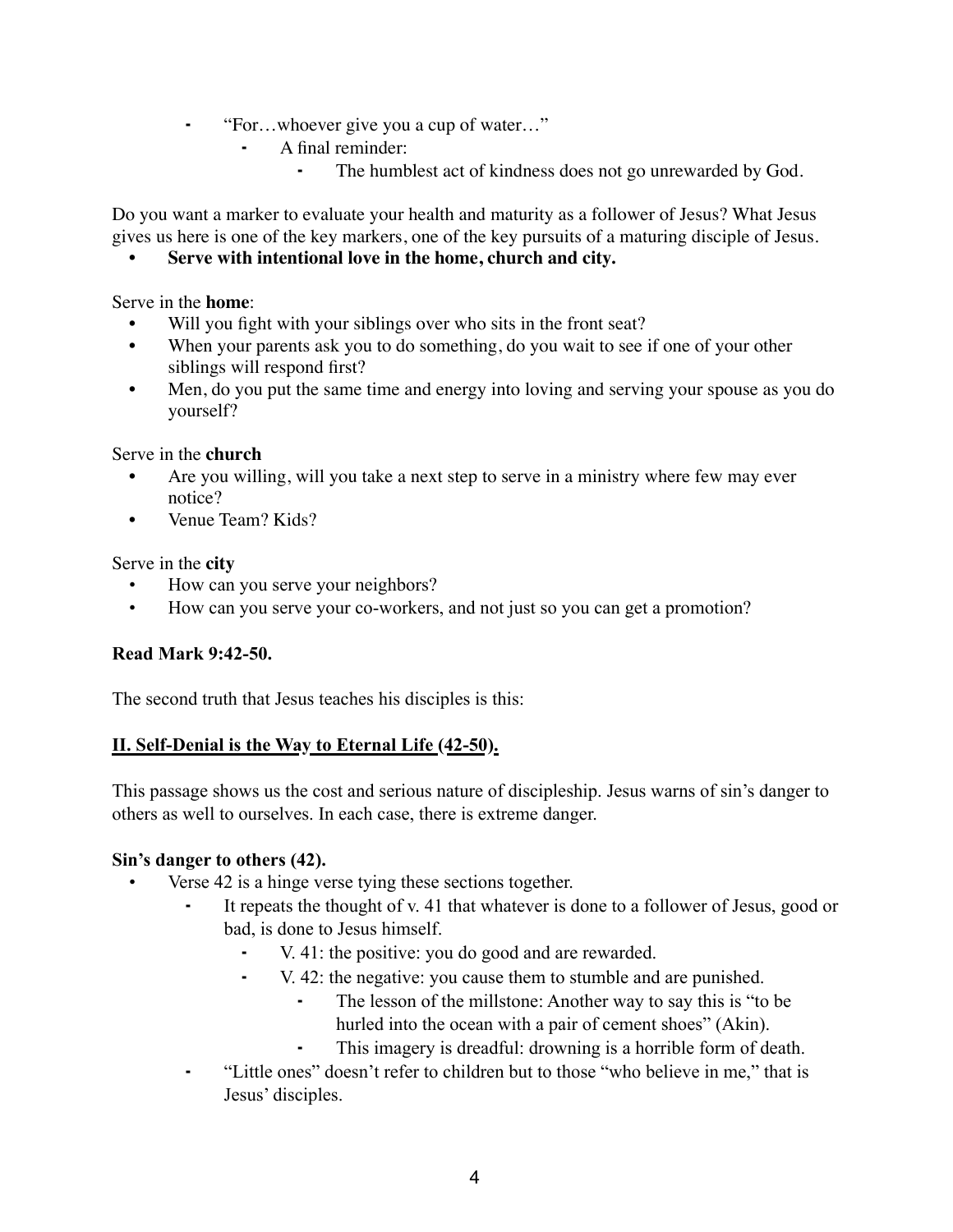- "For…whoever give you a cup of water…"
  - A final reminder:
    - The humblest act of kindness does not go unrewarded by God.

Do you want a marker to evaluate your health and maturity as a follower of Jesus? What Jesus gives us here is one of the key markers, one of the key pursuits of a maturing disciple of Jesus.

- **Serve with intentional love in the home, church and city.**

Serve in the **home**:

- Will you fight with your siblings over who sits in the front seat?
- When your parents ask you to do something, do you wait to see if one of your other siblings will respond first?
- Men, do you put the same time and energy into loving and serving your spouse as you do yourself?

Serve in the **church**

- Are you willing, will you take a next step to serve in a ministry where few may ever notice?
- Venue Team? Kids?

Serve in the **city**

- How can you serve your neighbors?
- How can you serve your co-workers, and not just so you can get a promotion?

**Read Mark 9:42-50.**

The second truth that Jesus teaches his disciples is this:

## II. Self-Denial is the Way to Eternal Life (42-50).

This passage shows us the cost and serious nature of discipleship. Jesus warns of sin's danger to others as well to ourselves. In each case, there is extreme danger.

**Sin's danger to others (42).**

- Verse 42 is a hinge verse tying these sections together.
  - It repeats the thought of v. 41 that whatever is done to a follower of Jesus, good or bad, is done to Jesus himself.
    - V. 41: the positive: you do good and are rewarded.
    - V. 42: the negative: you cause them to stumble and are punished.
      - The lesson of the millstone: Another way to say this is "to be hurled into the ocean with a pair of cement shoes" (Akin).
      - This imagery is dreadful: drowning is a horrible form of death.
  - "Little ones" doesn't refer to children but to those "who believe in me," that is Jesus' disciples.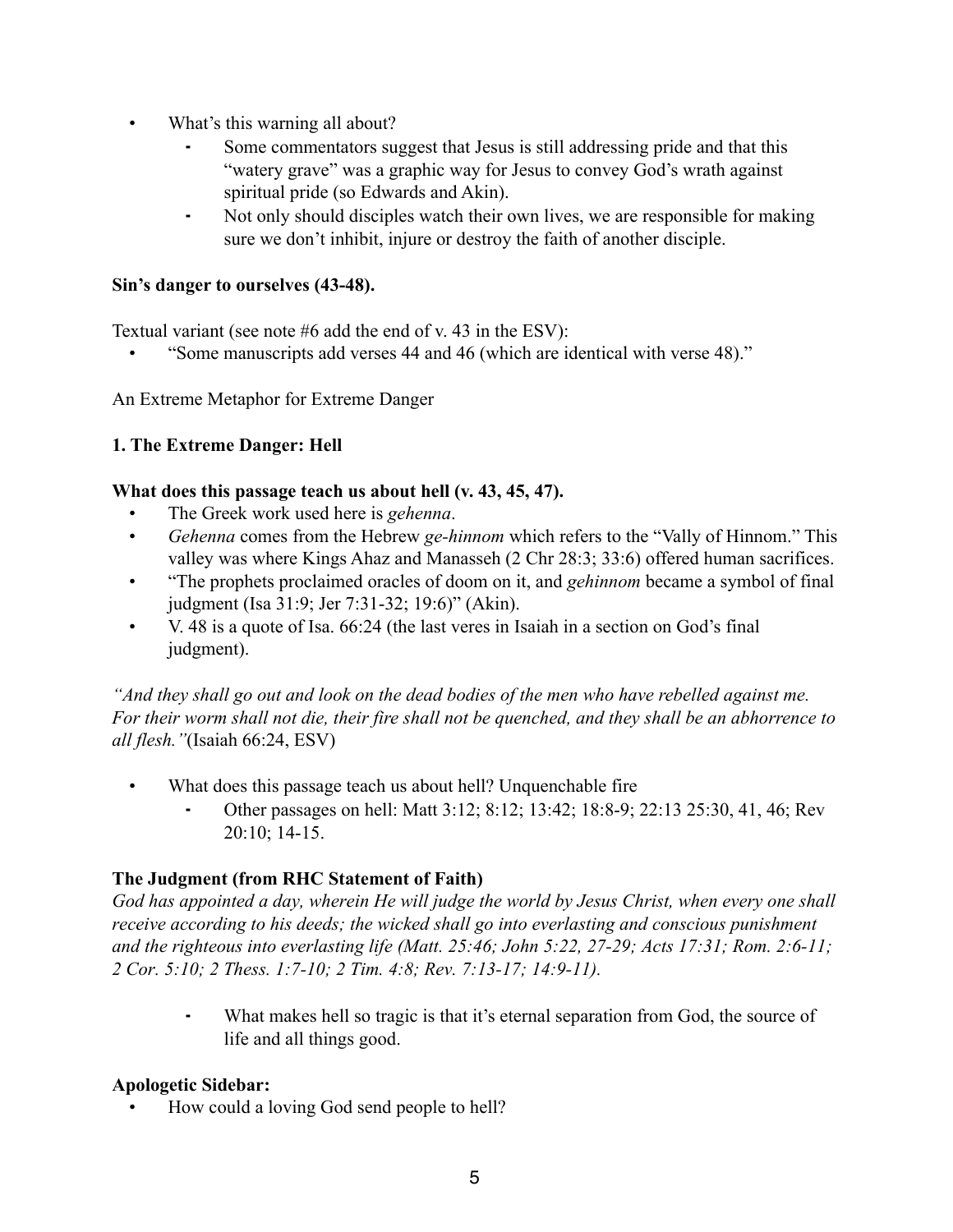- What's this warning all about?
    - Some commentators suggest that Jesus is still addressing pride and that this "watery grave" was a graphic way for Jesus to convey God's wrath against spiritual pride (so Edwards and Akin).
    - Not only should disciples watch their own lives, we are responsible for making sure we don't inhibit, injure or destroy the faith of another disciple.

**Sin's danger to ourselves (43-48).**

Textual variant (see note #6 add the end of v. 43 in the ESV):

- "Some manuscripts add verses 44 and 46 (which are identical with verse 48)."

An Extreme Metaphor for Extreme Danger

**1. The Extreme Danger: Hell**

**What does this passage teach us about hell (v. 43, 45, 47).**

- The Greek work used here is *gehenna*.
- *Gehenna* comes from the Hebrew *ge-hinnom* which refers to the "Vally of Hinnom." This valley was where Kings Ahaz and Manasseh (2 Chr 28:3; 33:6) offered human sacrifices.
- "The prophets proclaimed oracles of doom on it, and *gehinnom* became a symbol of final judgment (Isa 31:9; Jer 7:31-32; 19:6)" (Akin).
- V. 48 is a quote of Isa. 66:24 (the last veres in Isaiah in a section on God's final judgment).

*"And they shall go out and look on the dead bodies of the men who have rebelled against me. For their worm shall not die, their fire shall not be quenched, and they shall be an abhorrence to all flesh."*(Isaiah 66:24, ESV)

- What does this passage teach us about hell? Unquenchable fire
    - Other passages on hell: Matt 3:12; 8:12; 13:42; 18:8-9; 22:13 25:30, 41, 46; Rev 20:10; 14-15.

**The Judgment (from RHC Statement of Faith)**

*God has appointed a day, wherein He will judge the world by Jesus Christ, when every one shall receive according to his deeds; the wicked shall go into everlasting and conscious punishment and the righteous into everlasting life (Matt. 25:46; John 5:22, 27-29; Acts 17:31; Rom. 2:6-11; 2 Cor. 5:10; 2 Thess. 1:7-10; 2 Tim. 4:8; Rev. 7:13-17; 14:9-11).*

- What makes hell so tragic is that it's eternal separation from God, the source of life and all things good.

**Apologetic Sidebar:**

- How could a loving God send people to hell?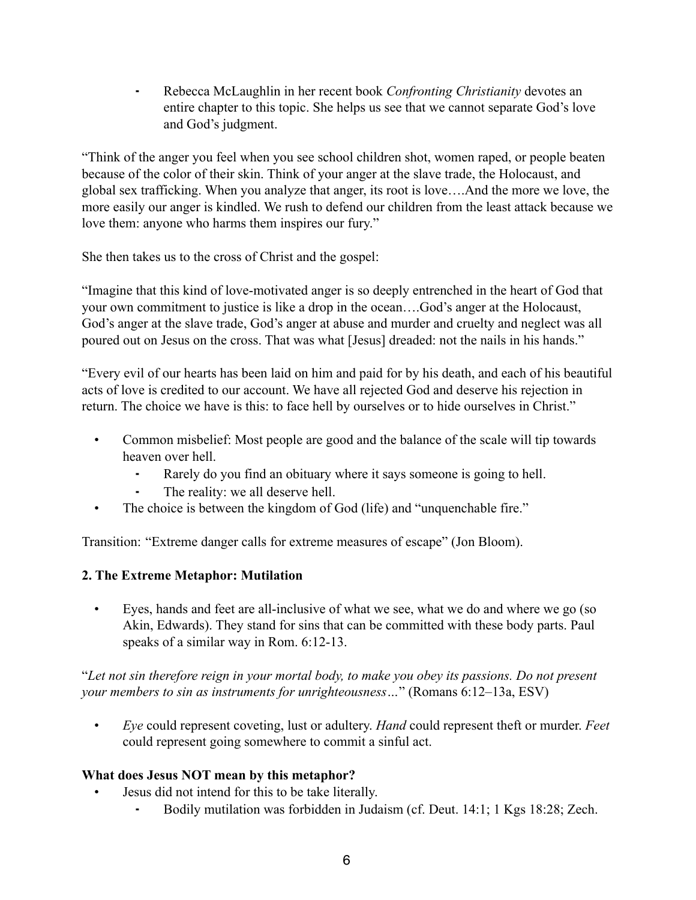- Rebecca McLaughlin in her recent book *Confronting Christianity* devotes an entire chapter to this topic. She helps us see that we cannot separate God's love and God's judgment.

"Think of the anger you feel when you see school children shot, women raped, or people beaten because of the color of their skin. Think of your anger at the slave trade, the Holocaust, and global sex trafficking. When you analyze that anger, its root is love….And the more we love, the more easily our anger is kindled. We rush to defend our children from the least attack because we love them: anyone who harms them inspires our fury."

She then takes us to the cross of Christ and the gospel:

"Imagine that this kind of love-motivated anger is so deeply entrenched in the heart of God that your own commitment to justice is like a drop in the ocean….God's anger at the Holocaust, God's anger at the slave trade, God's anger at abuse and murder and cruelty and neglect was all poured out on Jesus on the cross. That was what [Jesus] dreaded: not the nails in his hands."

"Every evil of our hearts has been laid on him and paid for by his death, and each of his beautiful acts of love is credited to our account. We have all rejected God and deserve his rejection in return. The choice we have is this: to face hell by ourselves or to hide ourselves in Christ."

- Common misbelief: Most people are good and the balance of the scale will tip towards heaven over hell.
  - Rarely do you find an obituary where it says someone is going to hell.
  - The reality: we all deserve hell.
- The choice is between the kingdom of God (life) and "unquenchable fire."

Transition: "Extreme danger calls for extreme measures of escape" (Jon Bloom).

**2. The Extreme Metaphor: Mutilation**

- Eyes, hands and feet are all-inclusive of what we see, what we do and where we go (so Akin, Edwards). They stand for sins that can be committed with these body parts. Paul speaks of a similar way in Rom. 6:12-13.

"*Let not sin therefore reign in your mortal body, to make you obey its passions. Do not present your members to sin as instruments for unrighteousness…*" (Romans 6:12–13a, ESV)

- *Eye* could represent coveting, lust or adultery. *Hand* could represent theft or murder. *Feet* could represent going somewhere to commit a sinful act.

**What does Jesus NOT mean by this metaphor?**

- Jesus did not intend for this to be take literally.
  - Bodily mutilation was forbidden in Judaism (cf. Deut. 14:1; 1 Kgs 18:28; Zech.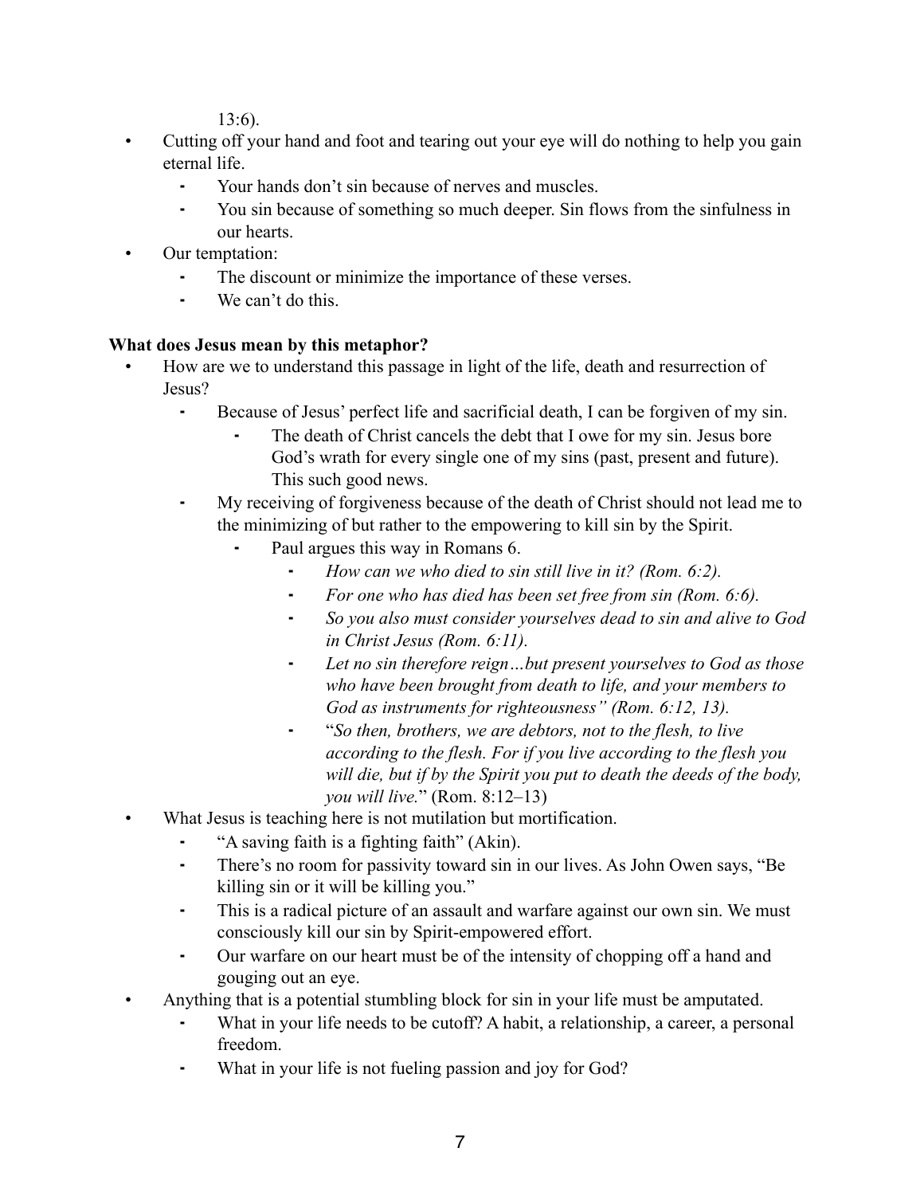13:6).

- Cutting off your hand and foot and tearing out your eye will do nothing to help you gain eternal life.
  - Your hands don't sin because of nerves and muscles.
  - You sin because of something so much deeper. Sin flows from the sinfulness in our hearts.
- Our temptation:
  - The discount or minimize the importance of these verses.
  - We can't do this.

**What does Jesus mean by this metaphor?**

- How are we to understand this passage in light of the life, death and resurrection of Jesus?
  - Because of Jesus' perfect life and sacrificial death, I can be forgiven of my sin.
    - The death of Christ cancels the debt that I owe for my sin. Jesus bore God's wrath for every single one of my sins (past, present and future). This such good news.
  - My receiving of forgiveness because of the death of Christ should not lead me to the minimizing of but rather to the empowering to kill sin by the Spirit.
    - Paul argues this way in Romans 6.
      - *How can we who died to sin still live in it? (Rom. 6:2).*
      - *For one who has died has been set free from sin (Rom. 6:6).*
      - *So you also must consider yourselves dead to sin and alive to God in Christ Jesus (Rom. 6:11).*
      - *Let no sin therefore reign…but present yourselves to God as those who have been brought from death to life, and your members to God as instruments for righteousness" (Rom. 6:12, 13).*
      - "*So then, brothers, we are debtors, not to the flesh, to live according to the flesh. For if you live according to the flesh you will die, but if by the Spirit you put to death the deeds of the body, you will live.*" (Rom. 8:12–13)
- What Jesus is teaching here is not mutilation but mortification.
  - "A saving faith is a fighting faith" (Akin).
  - There's no room for passivity toward sin in our lives. As John Owen says, "Be killing sin or it will be killing you."
  - This is a radical picture of an assault and warfare against our own sin. We must consciously kill our sin by Spirit-empowered effort.
  - Our warfare on our heart must be of the intensity of chopping off a hand and gouging out an eye.
- Anything that is a potential stumbling block for sin in your life must be amputated.
  - What in your life needs to be cutoff? A habit, a relationship, a career, a personal freedom.
  - What in your life is not fueling passion and joy for God?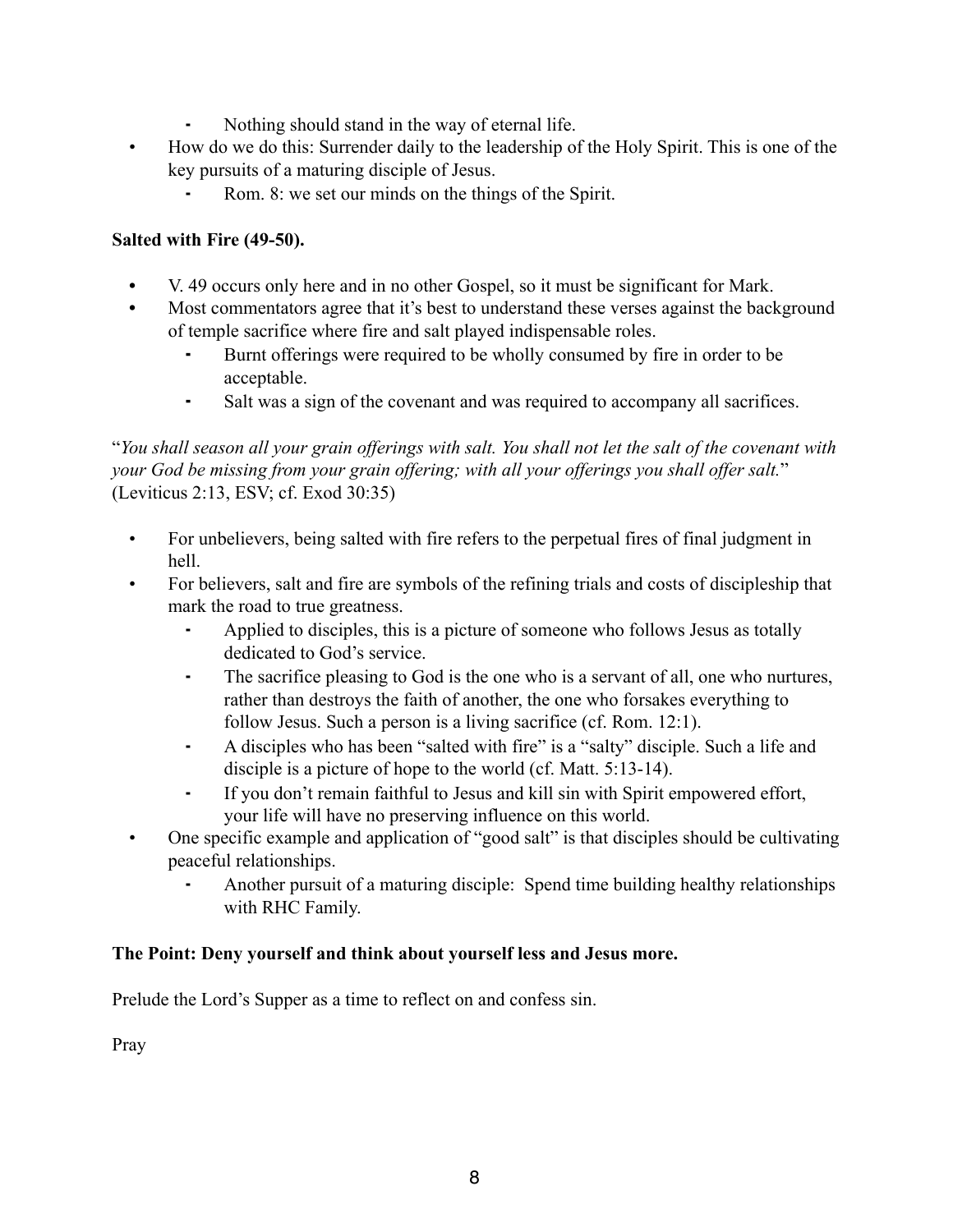- Nothing should stand in the way of eternal life.
- How do we do this: Surrender daily to the leadership of the Holy Spirit. This is one of the key pursuits of a maturing disciple of Jesus.
    - Rom. 8: we set our minds on the things of the Spirit.

**Salted with Fire (49-50).**

- V. 49 occurs only here and in no other Gospel, so it must be significant for Mark.
- Most commentators agree that it's best to understand these verses against the background of temple sacrifice where fire and salt played indispensable roles.
    - Burnt offerings were required to be wholly consumed by fire in order to be acceptable.
    - Salt was a sign of the covenant and was required to accompany all sacrifices.

"*You shall season all your grain offerings with salt. You shall not let the salt of the covenant with your God be missing from your grain offering; with all your offerings you shall offer salt.*" (Leviticus 2:13, ESV; cf. Exod 30:35)

- For unbelievers, being salted with fire refers to the perpetual fires of final judgment in hell.
- For believers, salt and fire are symbols of the refining trials and costs of discipleship that mark the road to true greatness.
    - Applied to disciples, this is a picture of someone who follows Jesus as totally dedicated to God's service.
    - The sacrifice pleasing to God is the one who is a servant of all, one who nurtures, rather than destroys the faith of another, the one who forsakes everything to follow Jesus. Such a person is a living sacrifice (cf. Rom. 12:1).
    - A disciples who has been "salted with fire" is a "salty" disciple. Such a life and disciple is a picture of hope to the world (cf. Matt. 5:13-14).
    - If you don't remain faithful to Jesus and kill sin with Spirit empowered effort, your life will have no preserving influence on this world.
- One specific example and application of "good salt" is that disciples should be cultivating peaceful relationships.
    - Another pursuit of a maturing disciple: Spend time building healthy relationships with RHC Family.

**The Point: Deny yourself and think about yourself less and Jesus more.**

Prelude the Lord's Supper as a time to reflect on and confess sin.

Pray